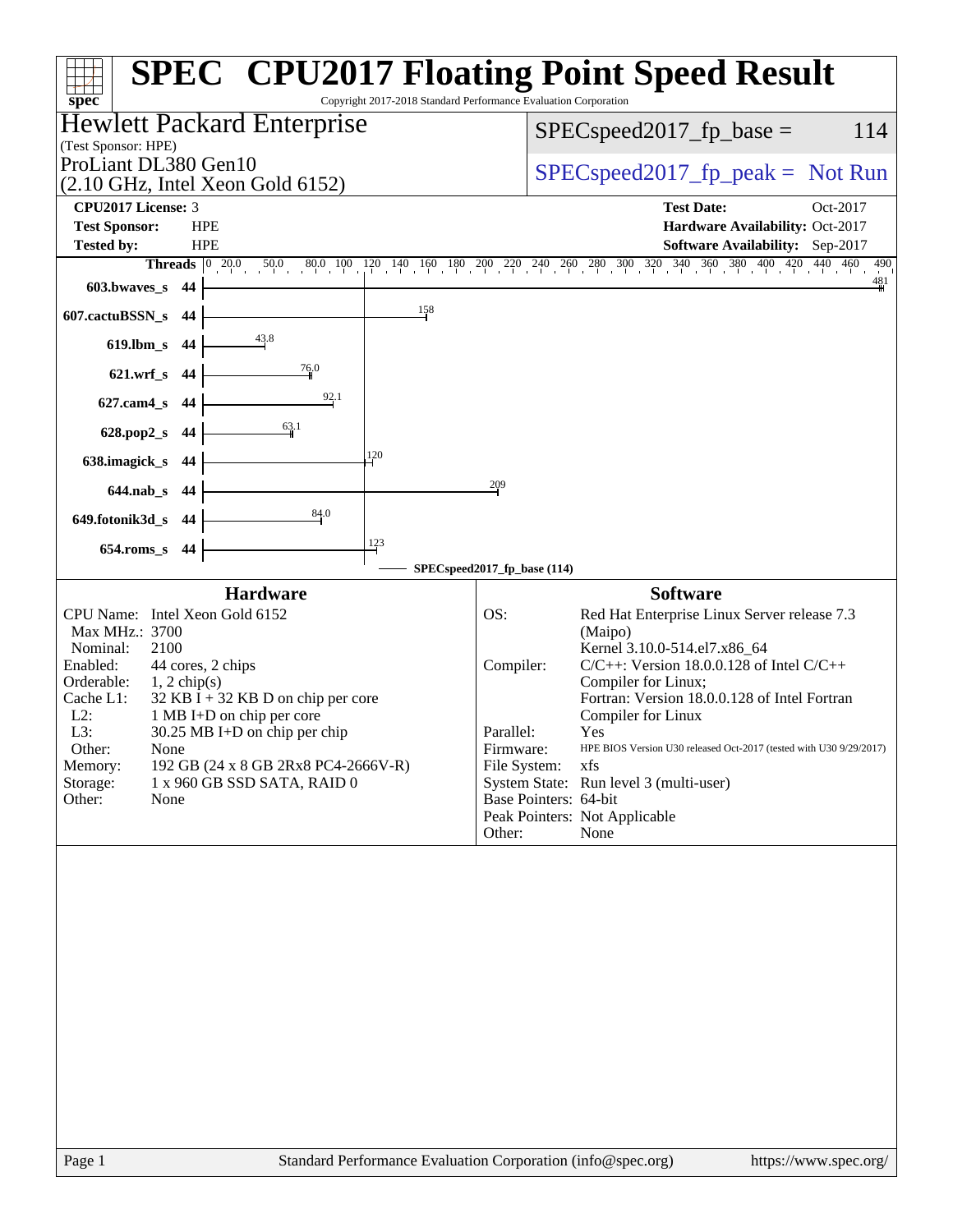# SPEC CPU2017 Floating Point Speed Result

Copyright 2017-2018 Standard Performance Evaluation Corporation

**Hewlett Packard Enterprise**
(Test Sponsor: HPE)

**ProLiant DL380 Gen10**
(2.10 GHz, Intel Xeon Gold 6152)

SPECspeed2017_fp_base = 114

SPECspeed2017_fp_peak = Not Run

| | | | |
|---|---|---|---|
| **CPU2017 License:** | 3 | **Test Date:** | Oct-2017 |
| **Test Sponsor:** | HPE | **Hardware Availability:** | Oct-2017 |
| **Tested by:** | HPE | **Software Availability:** | Sep-2017 |

| Benchmark | Threads | Base |
|---|---|---|
| 603.bwaves_s | 44 | 481 |
| 607.cactuBSSN_s | 44 | 158 |
| 619.lbm_s | 44 | 43.8 |
| 621.wrf_s | 44 | 76.0 |
| 627.cam4_s | 44 | 92.1 |
| 628.pop2_s | 44 | 63.1 |
| 638.imagick_s | 44 | 120 |
| 644.nab_s | 44 | 209 |
| 649.fotonik3d_s | 44 | 84.0 |
| 654.roms_s | 44 | 123 |

SPECspeed2017_fp_base (114)

## Hardware

| | |
|---|---|
| CPU Name: | Intel Xeon Gold 6152 |
| Max MHz.: | 3700 |
| Nominal: | 2100 |
| Enabled: | 44 cores, 2 chips |
| Orderable: | 1, 2 chip(s) |
| Cache L1: | 32 KB I + 32 KB D on chip per core |
| L2: | 1 MB I+D on chip per core |
| L3: | 30.25 MB I+D on chip per chip |
| Other: | None |
| Memory: | 192 GB (24 x 8 GB 2Rx8 PC4-2666V-R) |
| Storage: | 1 x 960 GB SSD SATA, RAID 0 |
| Other: | None |

## Software

| | |
|---|---|
| OS: | Red Hat Enterprise Linux Server release 7.3 (Maipo) Kernel 3.10.0-514.el7.x86_64 |
| Compiler: | C/C++: Version 18.0.0.128 of Intel C/C++ Compiler for Linux; Fortran: Version 18.0.0.128 of Intel Fortran Compiler for Linux |
| Parallel: | Yes |
| Firmware: | HPE BIOS Version U30 released Oct-2017 (tested with U30 9/29/2017) |
| File System: | xfs |
| System State: | Run level 3 (multi-user) |
| Base Pointers: | 64-bit |
| Peak Pointers: | Not Applicable |
| Other: | None |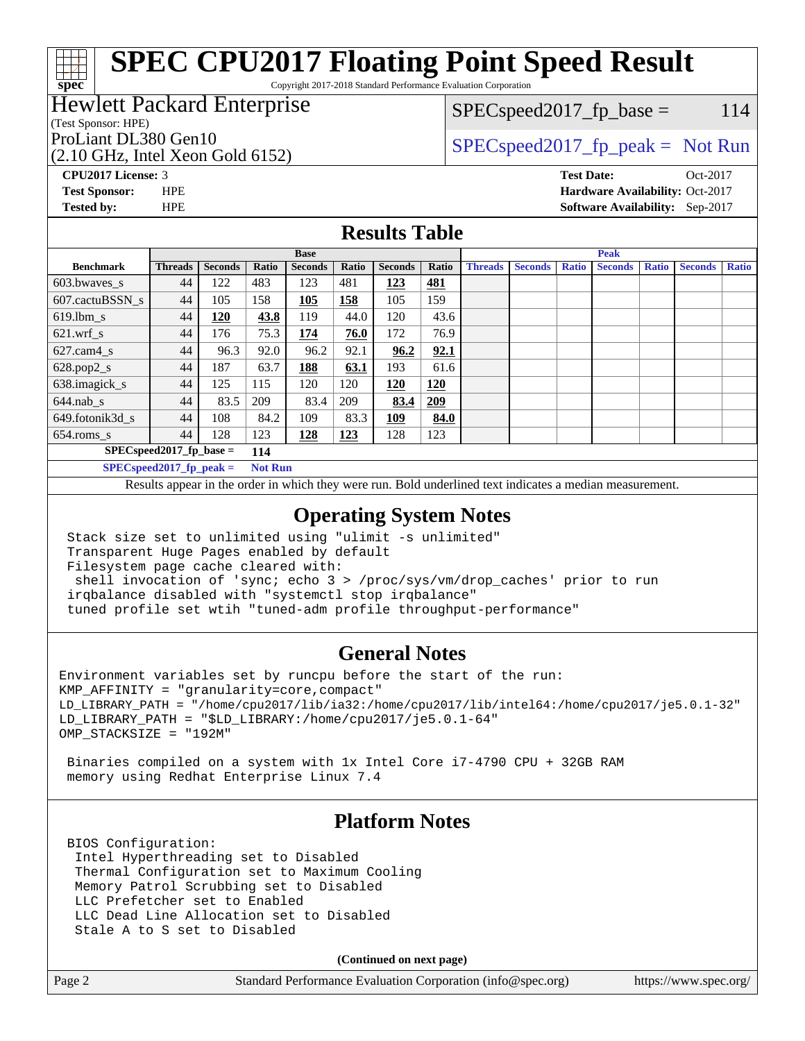# SPEC CPU2017 Floating Point Speed Result

Copyright 2017-2018 Standard Performance Evaluation Corporation

**Hewlett Packard Enterprise**
(Test Sponsor: HPE)

ProLiant DL380 Gen10
(2.10 GHz, Intel Xeon Gold 6152)

SPECspeed2017_fp_base = 114

SPECspeed2017_fp_peak = Not Run

**CPU2017 License:** 3
**Test Sponsor:** HPE
**Tested by:** HPE

**Test Date:** Oct-2017
**Hardware Availability:** Oct-2017
**Software Availability:** Sep-2017

## Results Table

| Benchmark | Base | | | | | | | Peak | | | | | | |
|---|---|---|---|---|---|---|---|---|---|---|---|---|---|---|
| | Threads | Seconds | Ratio | Seconds | Ratio | Seconds | Ratio | Threads | Seconds | Ratio | Seconds | Ratio | Seconds | Ratio |
| 603.bwaves_s | 44 | 122 | 483 | 123 | 481 | **123** | **481** | | | | | | | |
| 607.cactuBSSN_s | 44 | 105 | 158 | **105** | **158** | 105 | 159 | | | | | | | |
| 619.lbm_s | 44 | **120** | **43.8** | 119 | 44.0 | 120 | 43.6 | | | | | | | |
| 621.wrf_s | 44 | 176 | 75.3 | **174** | **76.0** | 172 | 76.9 | | | | | | | |
| 627.cam4_s | 44 | 96.3 | 92.0 | 96.2 | 92.1 | **96.2** | **92.1** | | | | | | | |
| 628.pop2_s | 44 | 187 | 63.7 | **188** | **63.1** | 193 | 61.6 | | | | | | | |
| 638.imagick_s | 44 | 125 | 115 | 120 | 120 | **120** | **120** | | | | | | | |
| 644.nab_s | 44 | 83.5 | 209 | 83.4 | 209 | **83.4** | **209** | | | | | | | |
| 649.fotonik3d_s | 44 | 108 | 84.2 | 109 | 83.3 | **109** | **84.0** | | | | | | | |
| 654.roms_s | 44 | 128 | 123 | **128** | **123** | 128 | 123 | | | | | | | |

**SPECspeed2017_fp_base = 114**

**SPECspeed2017_fp_peak = Not Run**

Results appear in the order in which they were run. Bold underlined text indicates a median measurement.

## Operating System Notes

```
Stack size set to unlimited using "ulimit -s unlimited"
Transparent Huge Pages enabled by default
Filesystem page cache cleared with:
 shell invocation of 'sync; echo 3 > /proc/sys/vm/drop_caches' prior to run
irqbalance disabled with "systemctl stop irqbalance"
tuned profile set wtih "tuned-adm profile throughput-performance"
```

## General Notes

```
Environment variables set by runcpu before the start of the run:
KMP_AFFINITY = "granularity=core,compact"
LD_LIBRARY_PATH = "/home/cpu2017/lib/ia32:/home/cpu2017/lib/intel64:/home/cpu2017/je5.0.1-32"
LD_LIBRARY_PATH = "$LD_LIBRARY:/home/cpu2017/je5.0.1-64"
OMP_STACKSIZE = "192M"

 Binaries compiled on a system with 1x Intel Core i7-4790 CPU + 32GB RAM
 memory using Redhat Enterprise Linux 7.4
```

## Platform Notes

```
BIOS Configuration:
 Intel Hyperthreading set to Disabled
 Thermal Configuration set to Maximum Cooling
 Memory Patrol Scrubbing set to Disabled
 LLC Prefetcher set to Enabled
 LLC Dead Line Allocation set to Disabled
 Stale A to S set to Disabled
```

**(Continued on next page)**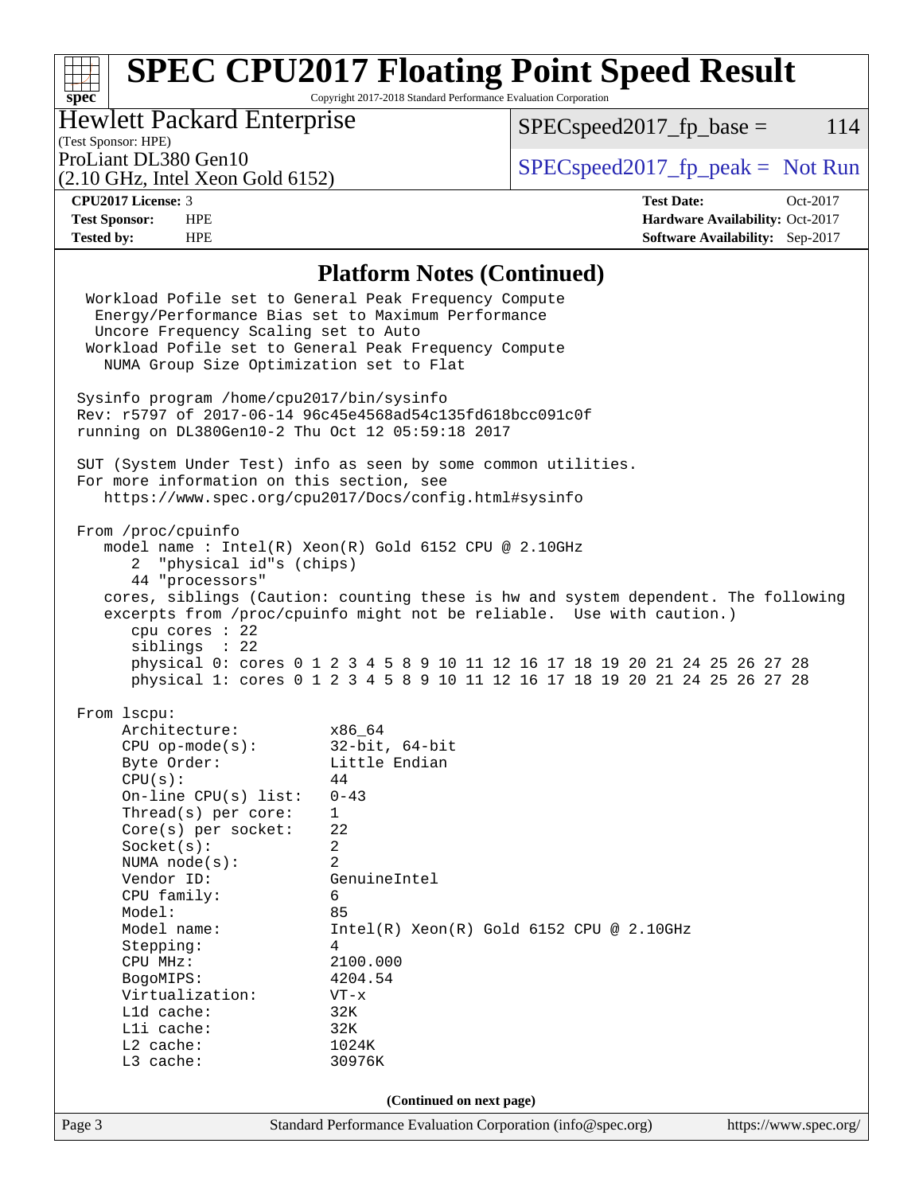# SPEC CPU2017 Floating Point Speed Result

Copyright 2017-2018 Standard Performance Evaluation Corporation

**Hewlett Packard Enterprise**
(Test Sponsor: HPE)
ProLiant DL380 Gen10
(2.10 GHz, Intel Xeon Gold 6152)

SPECspeed2017_fp_base = 114
SPECspeed2017_fp_peak = Not Run

| | | | |
|---|---|---|---|
| **CPU2017 License:** | 3 | **Test Date:** | Oct-2017 |
| **Test Sponsor:** | HPE | **Hardware Availability:** | Oct-2017 |
| **Tested by:** | HPE | **Software Availability:** | Sep-2017 |

## Platform Notes (Continued)

```
  Workload Pofile set to General Peak Frequency Compute
   Energy/Performance Bias set to Maximum Performance
   Uncore Frequency Scaling set to Auto
  Workload Pofile set to General Peak Frequency Compute
    NUMA Group Size Optimization set to Flat

 Sysinfo program /home/cpu2017/bin/sysinfo
 Rev: r5797 of 2017-06-14 96c45e4568ad54c135fd618bcc091c0f
 running on DL380Gen10-2 Thu Oct 12 05:59:18 2017

 SUT (System Under Test) info as seen by some common utilities.
 For more information on this section, see
    https://www.spec.org/cpu2017/Docs/config.html#sysinfo

 From /proc/cpuinfo
    model name : Intel(R) Xeon(R) Gold 6152 CPU @ 2.10GHz
       2  "physical id"s (chips)
       44 "processors"
    cores, siblings (Caution: counting these is hw and system dependent. The following
    excerpts from /proc/cpuinfo might not be reliable.  Use with caution.)
       cpu cores : 22
       siblings  : 22
       physical 0: cores 0 1 2 3 4 5 8 9 10 11 12 16 17 18 19 20 21 24 25 26 27 28
       physical 1: cores 0 1 2 3 4 5 8 9 10 11 12 16 17 18 19 20 21 24 25 26 27 28

 From lscpu:
      Architecture:          x86_64
      CPU op-mode(s):        32-bit, 64-bit
      Byte Order:            Little Endian
      CPU(s):                44
      On-line CPU(s) list:   0-43
      Thread(s) per core:    1
      Core(s) per socket:    22
      Socket(s):             2
      NUMA node(s):          2
      Vendor ID:             GenuineIntel
      CPU family:            6
      Model:                 85
      Model name:            Intel(R) Xeon(R) Gold 6152 CPU @ 2.10GHz
      Stepping:              4
      CPU MHz:               2100.000
      BogoMIPS:              4204.54
      Virtualization:        VT-x
      L1d cache:             32K
      L1i cache:             32K
      L2 cache:              1024K
      L3 cache:              30976K
```

(Continued on next page)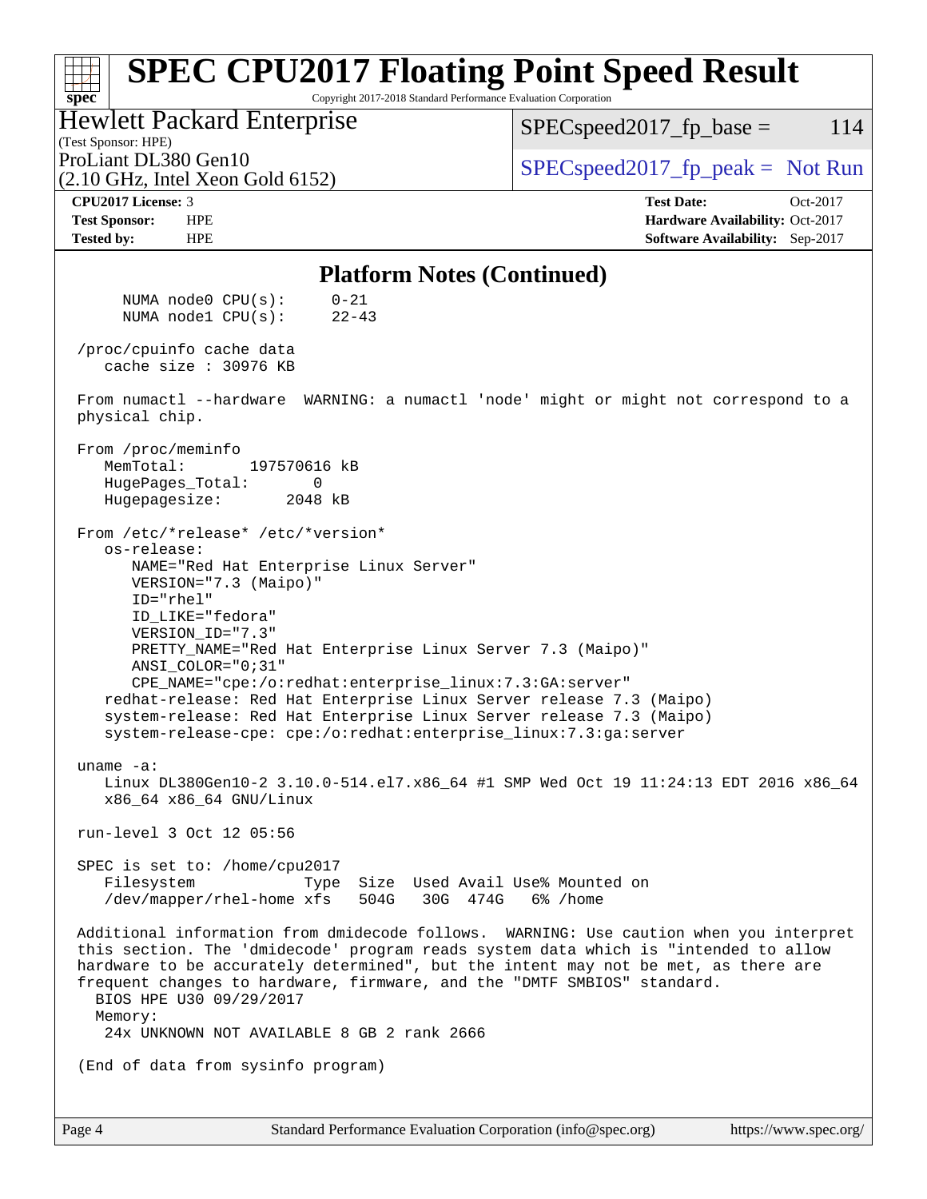## Platform Notes (Continued)

```
      NUMA node0 CPU(s):     0-21
      NUMA node1 CPU(s):     22-43

  /proc/cpuinfo cache data
     cache size : 30976 KB

  From numactl --hardware  WARNING: a numactl 'node' might or might not correspond to a
  physical chip.

  From /proc/meminfo
     MemTotal:       197570616 kB
     HugePages_Total:       0
     Hugepagesize:       2048 kB

  From /etc/*release* /etc/*version*
     os-release:
        NAME="Red Hat Enterprise Linux Server"
        VERSION="7.3 (Maipo)"
        ID="rhel"
        ID_LIKE="fedora"
        VERSION_ID="7.3"
        PRETTY_NAME="Red Hat Enterprise Linux Server 7.3 (Maipo)"
        ANSI_COLOR="0;31"
        CPE_NAME="cpe:/o:redhat:enterprise_linux:7.3:GA:server"
     redhat-release: Red Hat Enterprise Linux Server release 7.3 (Maipo)
     system-release: Red Hat Enterprise Linux Server release 7.3 (Maipo)
     system-release-cpe: cpe:/o:redhat:enterprise_linux:7.3:ga:server

  uname -a:
     Linux DL380Gen10-2 3.10.0-514.el7.x86_64 #1 SMP Wed Oct 19 11:24:13 EDT 2016 x86_64
     x86_64 x86_64 GNU/Linux

  run-level 3 Oct 12 05:56

  SPEC is set to: /home/cpu2017
     Filesystem            Type  Size  Used Avail Use% Mounted on
     /dev/mapper/rhel-home xfs   504G   30G  474G   6% /home

  Additional information from dmidecode follows.  WARNING: Use caution when you interpret
  this section. The 'dmidecode' program reads system data which is "intended to allow
  hardware to be accurately determined", but the intent may not be met, as there are
  frequent changes to hardware, firmware, and the "DMTF SMBIOS" standard.
    BIOS HPE U30 09/29/2017
    Memory:
     24x UNKNOWN NOT AVAILABLE 8 GB 2 rank 2666

  (End of data from sysinfo program)
```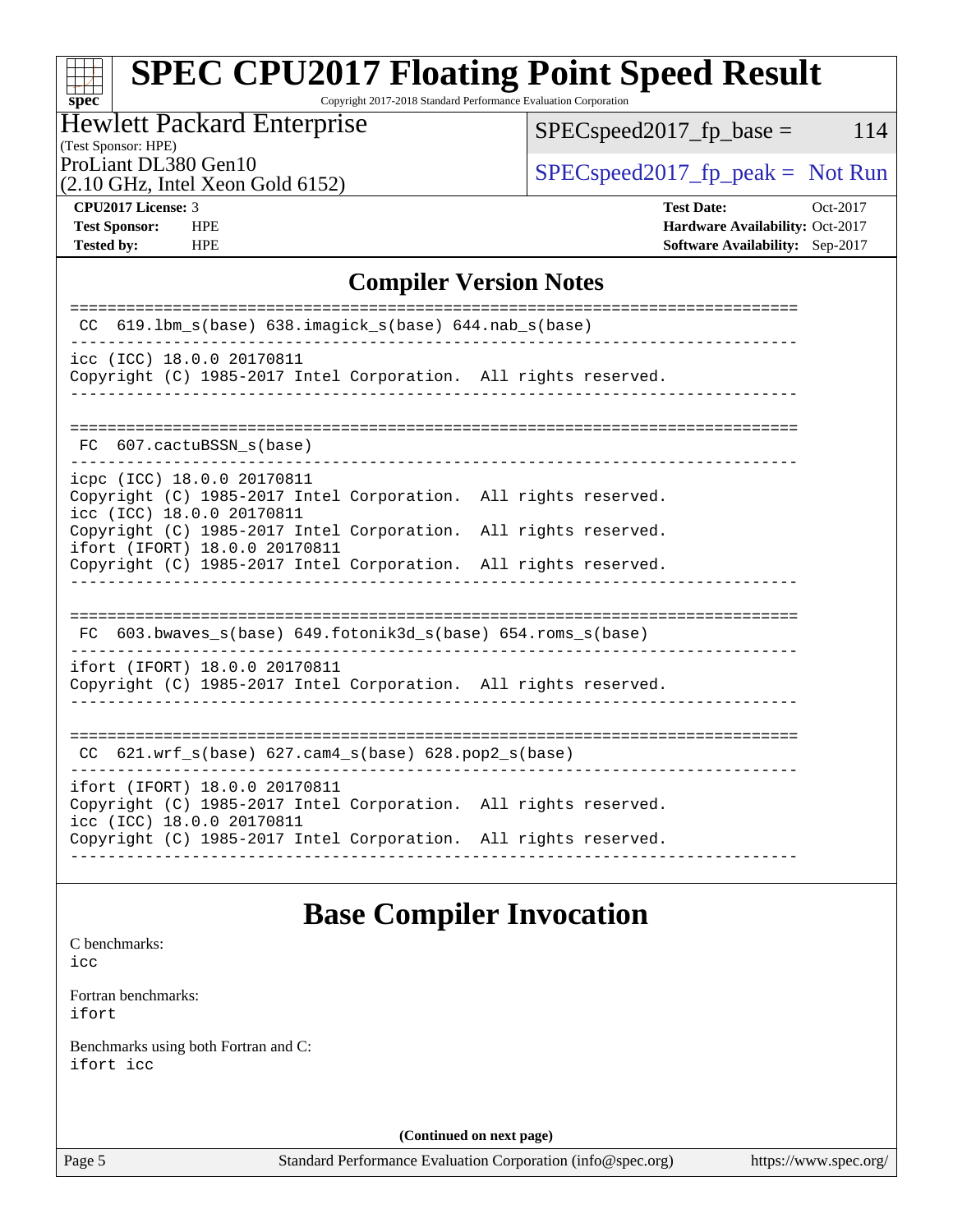# SPEC CPU2017 Floating Point Speed Result

Copyright 2017-2018 Standard Performance Evaluation Corporation

**Hewlett Packard Enterprise**
(Test Sponsor: HPE)
ProLiant DL380 Gen10
(2.10 GHz, Intel Xeon Gold 6152)

SPECspeed2017_fp_base = 114

SPECspeed2017_fp_peak = Not Run

| | | | |
|---|---|---|---|
| **CPU2017 License:** | 3 | **Test Date:** | Oct-2017 |
| **Test Sponsor:** | HPE | **Hardware Availability:** | Oct-2017 |
| **Tested by:** | HPE | **Software Availability:** | Sep-2017 |

## Compiler Version Notes

```
==============================================================================
 CC  619.lbm_s(base) 638.imagick_s(base) 644.nab_s(base)
------------------------------------------------------------------------------
icc (ICC) 18.0.0 20170811
Copyright (C) 1985-2017 Intel Corporation.  All rights reserved.
------------------------------------------------------------------------------

==============================================================================
 FC  607.cactuBSSN_s(base)
------------------------------------------------------------------------------
icpc (ICC) 18.0.0 20170811
Copyright (C) 1985-2017 Intel Corporation.  All rights reserved.
icc (ICC) 18.0.0 20170811
Copyright (C) 1985-2017 Intel Corporation.  All rights reserved.
ifort (IFORT) 18.0.0 20170811
Copyright (C) 1985-2017 Intel Corporation.  All rights reserved.
------------------------------------------------------------------------------

==============================================================================
 FC  603.bwaves_s(base) 649.fotonik3d_s(base) 654.roms_s(base)
------------------------------------------------------------------------------
ifort (IFORT) 18.0.0 20170811
Copyright (C) 1985-2017 Intel Corporation.  All rights reserved.
------------------------------------------------------------------------------

==============================================================================
 CC  621.wrf_s(base) 627.cam4_s(base) 628.pop2_s(base)
------------------------------------------------------------------------------
ifort (IFORT) 18.0.0 20170811
Copyright (C) 1985-2017 Intel Corporation.  All rights reserved.
icc (ICC) 18.0.0 20170811
Copyright (C) 1985-2017 Intel Corporation.  All rights reserved.
------------------------------------------------------------------------------
```

## Base Compiler Invocation

C benchmarks:
icc

Fortran benchmarks:
ifort

Benchmarks using both Fortran and C:
ifort icc

**(Continued on next page)**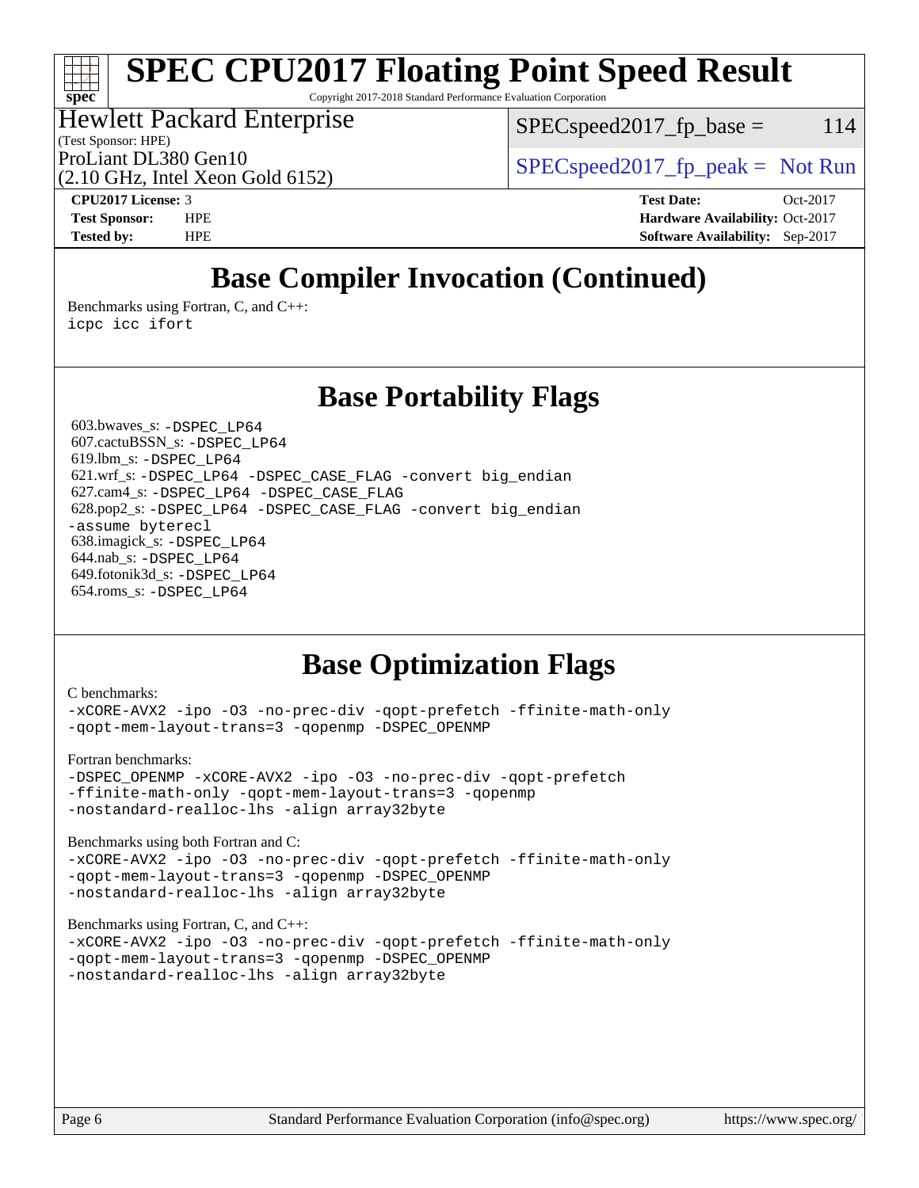# SPEC CPU2017 Floating Point Speed Result

Copyright 2017-2018 Standard Performance Evaluation Corporation

Hewlett Packard Enterprise
(Test Sponsor: HPE)
ProLiant DL380 Gen10
(2.10 GHz, Intel Xeon Gold 6152)

SPECspeed2017_fp_base = 114

SPECspeed2017_fp_peak = Not Run

| | | | |
|---|---|---|---|
| **CPU2017 License:** | 3 | **Test Date:** | Oct-2017 |
| **Test Sponsor:** | HPE | **Hardware Availability:** | Oct-2017 |
| **Tested by:** | HPE | **Software Availability:** | Sep-2017 |

## Base Compiler Invocation (Continued)

Benchmarks using Fortran, C, and C++:
```
icpc icc ifort
```

## Base Portability Flags

603.bwaves_s: `-DSPEC_LP64`
607.cactuBSSN_s: `-DSPEC_LP64`
619.lbm_s: `-DSPEC_LP64`
621.wrf_s: `-DSPEC_LP64 -DSPEC_CASE_FLAG -convert big_endian`
627.cam4_s: `-DSPEC_LP64 -DSPEC_CASE_FLAG`
628.pop2_s: `-DSPEC_LP64 -DSPEC_CASE_FLAG -convert big_endian -assume byterecl`
638.imagick_s: `-DSPEC_LP64`
644.nab_s: `-DSPEC_LP64`
649.fotonik3d_s: `-DSPEC_LP64`
654.roms_s: `-DSPEC_LP64`

## Base Optimization Flags

C benchmarks:
```
-xCORE-AVX2 -ipo -O3 -no-prec-div -qopt-prefetch -ffinite-math-only
-qopt-mem-layout-trans=3 -qopenmp -DSPEC_OPENMP
```

Fortran benchmarks:
```
-DSPEC_OPENMP -xCORE-AVX2 -ipo -O3 -no-prec-div -qopt-prefetch
-ffinite-math-only -qopt-mem-layout-trans=3 -qopenmp
-nostandard-realloc-lhs -align array32byte
```

Benchmarks using both Fortran and C:
```
-xCORE-AVX2 -ipo -O3 -no-prec-div -qopt-prefetch -ffinite-math-only
-qopt-mem-layout-trans=3 -qopenmp -DSPEC_OPENMP
-nostandard-realloc-lhs -align array32byte
```

Benchmarks using Fortran, C, and C++:
```
-xCORE-AVX2 -ipo -O3 -no-prec-div -qopt-prefetch -ffinite-math-only
-qopt-mem-layout-trans=3 -qopenmp -DSPEC_OPENMP
-nostandard-realloc-lhs -align array32byte
```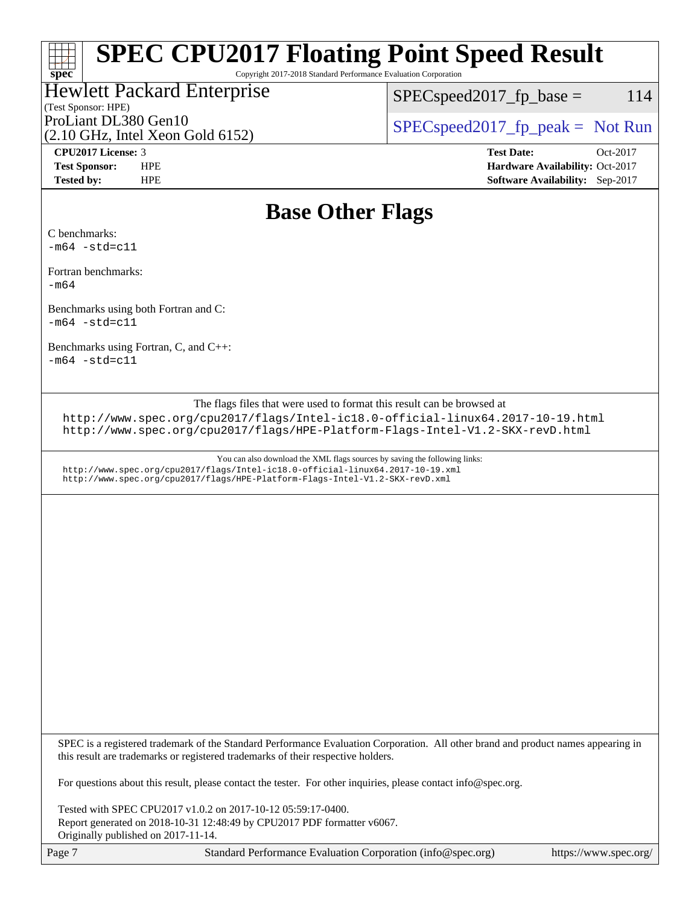# SPEC CPU2017 Floating Point Speed Result

Copyright 2017-2018 Standard Performance Evaluation Corporation

Hewlett Packard Enterprise
(Test Sponsor: HPE)
ProLiant DL380 Gen10
(2.10 GHz, Intel Xeon Gold 6152)

SPECspeed2017_fp_base = 114

SPECspeed2017_fp_peak = Not Run

**CPU2017 License:** 3
**Test Sponsor:** HPE
**Tested by:** HPE

**Test Date:** Oct-2017
**Hardware Availability:** Oct-2017
**Software Availability:** Sep-2017

## Base Other Flags

C benchmarks:
-m64 -std=c11

Fortran benchmarks:
-m64

Benchmarks using both Fortran and C:
-m64 -std=c11

Benchmarks using Fortran, C, and C++:
-m64 -std=c11

The flags files that were used to format this result can be browsed at
http://www.spec.org/cpu2017/flags/Intel-ic18.0-official-linux64.2017-10-19.html
http://www.spec.org/cpu2017/flags/HPE-Platform-Flags-Intel-V1.2-SKX-revD.html

You can also download the XML flags sources by saving the following links:
http://www.spec.org/cpu2017/flags/Intel-ic18.0-official-linux64.2017-10-19.xml
http://www.spec.org/cpu2017/flags/HPE-Platform-Flags-Intel-V1.2-SKX-revD.xml

SPEC is a registered trademark of the Standard Performance Evaluation Corporation. All other brand and product names appearing in this result are trademarks or registered trademarks of their respective holders.

For questions about this result, please contact the tester. For other inquiries, please contact info@spec.org.

Tested with SPEC CPU2017 v1.0.2 on 2017-10-12 05:59:17-0400.
Report generated on 2018-10-31 12:48:49 by CPU2017 PDF formatter v6067.
Originally published on 2017-11-14.